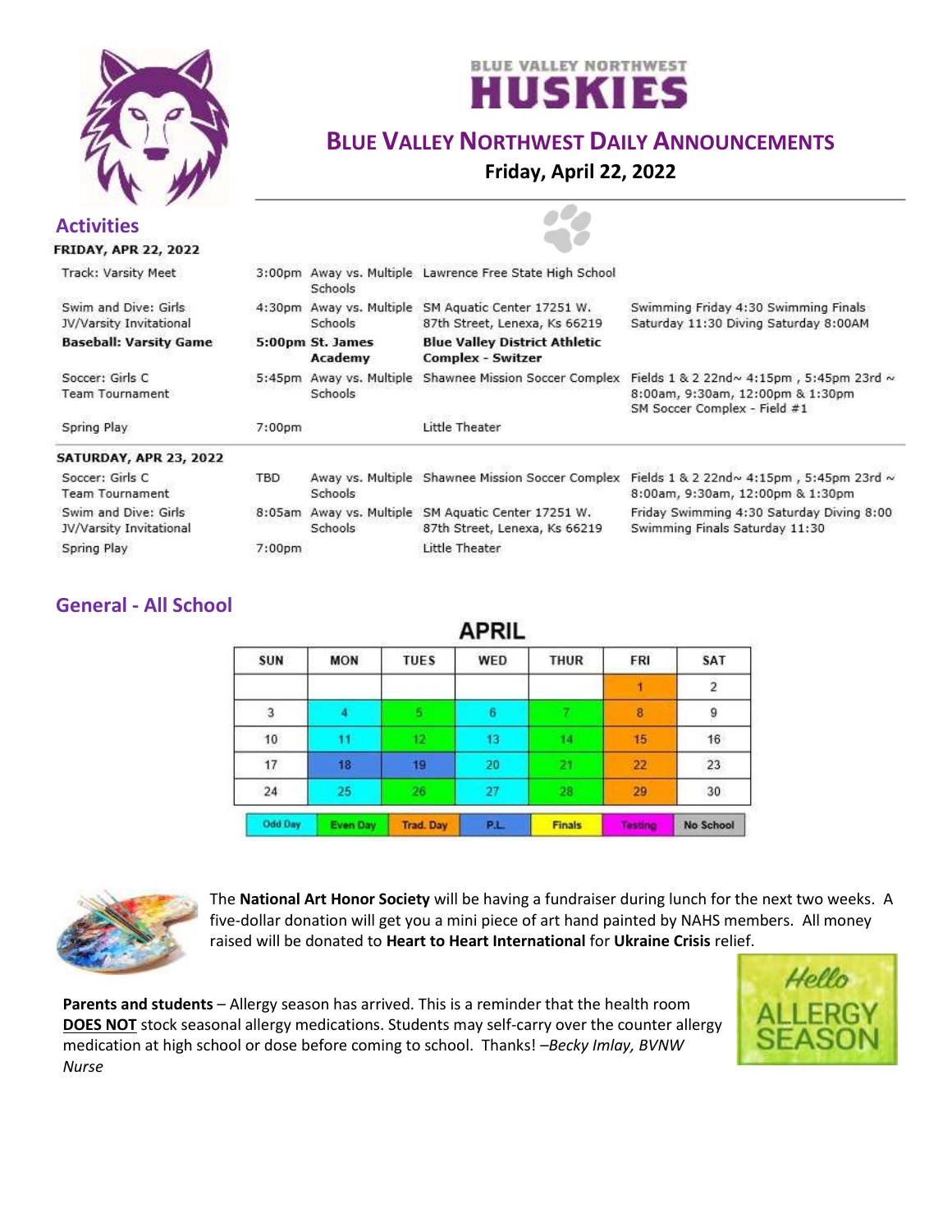BLUE VALLEY NORTHWEST

# HUSKIES

## Blue Valley Northwest Daily Announcements

**Friday, April 22, 2022**

## Activities

**FRIDAY, APR 22, 2022**

| Activity | Time | Opponent | Location | Notes |
|---|---|---|---|---|
| Track: Varsity Meet | 3:00pm | Away vs. Multiple Schools | Lawrence Free State High School | |
| Swim and Dive: Girls JV/Varsity Invitational | 4:30pm | Away vs. Multiple Schools | SM Aquatic Center 17251 W. 87th Street, Lenexa, Ks 66219 | Swimming Friday 4:30 Swimming Finals Saturday 11:30 Diving Saturday 8:00AM |
| **Baseball: Varsity Game** | **5:00pm** | **St. James Academy** | **Blue Valley District Athletic Complex - Switzer** | |
| Soccer: Girls C Team Tournament | 5:45pm | Away vs. Multiple Schools | Shawnee Mission Soccer Complex | Fields 1 & 2 22nd~ 4:15pm , 5:45pm 23rd ~ 8:00am, 9:30am, 12:00pm & 1:30pm SM Soccer Complex - Field #1 |
| Spring Play | 7:00pm | | Little Theater | |

**SATURDAY, APR 23, 2022**

| Activity | Time | Opponent | Location | Notes |
|---|---|---|---|---|
| Soccer: Girls C Team Tournament | TBD | Away vs. Multiple Schools | Shawnee Mission Soccer Complex | Fields 1 & 2 22nd~ 4:15pm , 5:45pm 23rd ~ 8:00am, 9:30am, 12:00pm & 1:30pm |
| Swim and Dive: Girls JV/Varsity Invitational | 8:05am | Away vs. Multiple Schools | SM Aquatic Center 17251 W. 87th Street, Lenexa, Ks 66219 | Friday Swimming 4:30 Saturday Diving 8:00 Swimming Finals Saturday 11:30 |
| Spring Play | 7:00pm | | Little Theater | |

## General - All School

**APRIL**

| SUN | MON | TUES | WED | THUR | FRI | SAT |
|---|---|---|---|---|---|---|
| | | | | | 1 | 2 |
| 3 | 4 | 5 | 6 | 7 | 8 | 9 |
| 10 | 11 | 12 | 13 | 14 | 15 | 16 |
| 17 | 18 | 19 | 20 | 21 | 22 | 23 |
| 24 | 25 | 26 | 27 | 28 | 29 | 30 |

Odd Day | Even Day | Trad. Day | P.L. | Finals | Testing | No School

The **National Art Honor Society** will be having a fundraiser during lunch for the next two weeks. A five-dollar donation will get you a mini piece of art hand painted by NAHS members. All money raised will be donated to **Heart to Heart International** for **Ukraine Crisis** relief.

**Parents and students** – Allergy season has arrived. This is a reminder that the health room **DOES NOT** stock seasonal allergy medications. Students may self-carry over the counter allergy medication at high school or dose before coming to school. Thanks! *–Becky Imlay, BVNW Nurse*

Hello ALLERGY SEASON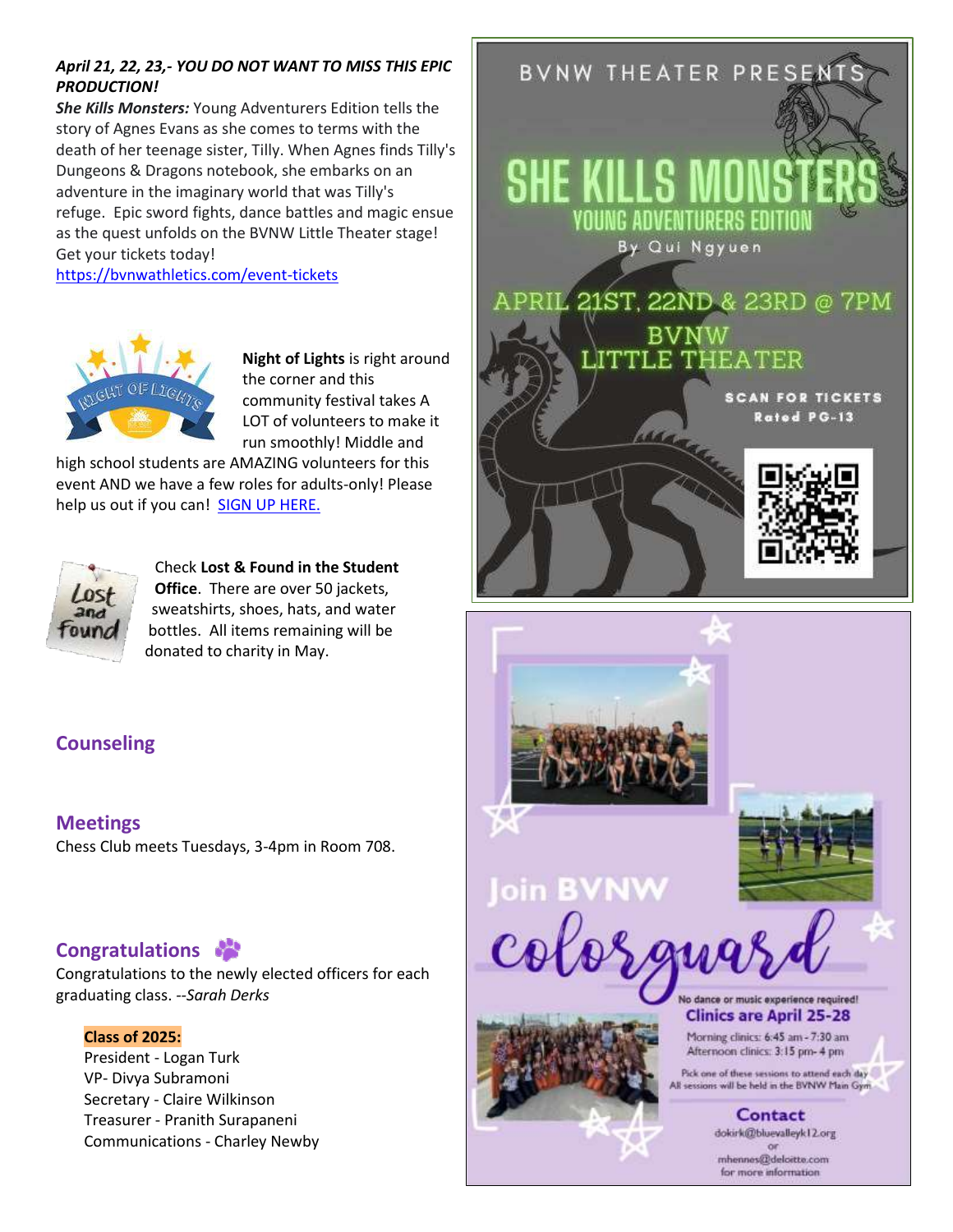***April 21, 22, 23,- YOU DO NOT WANT TO MISS THIS EPIC PRODUCTION!***

***She Kills Monsters:*** Young Adventurers Edition tells the story of Agnes Evans as she comes to terms with the death of her teenage sister, Tilly. When Agnes finds Tilly's Dungeons & Dragons notebook, she embarks on an adventure in the imaginary world that was Tilly's refuge. Epic sword fights, dance battles and magic ensue as the quest unfolds on the BVNW Little Theater stage! Get your tickets today!
https://bvnwathletics.com/event-tickets

**Night of Lights** is right around the corner and this community festival takes A LOT of volunteers to make it run smoothly! Middle and high school students are AMAZING volunteers for this event AND we have a few roles for adults-only! Please help us out if you can! SIGN UP HERE.

Check **Lost & Found in the Student Office**. There are over 50 jackets, sweatshirts, shoes, hats, and water bottles. All items remaining will be donated to charity in May.

## Counseling

## Meetings

Chess Club meets Tuesdays, 3-4pm in Room 708.

## Congratulations

Congratulations to the newly elected officers for each graduating class. *--Sarah Derks*

**Class of 2025:**
President - Logan Turk
VP- Divya Subramoni
Secretary - Claire Wilkinson
Treasurer - Pranith Surapaneni
Communications - Charley Newby

BVNW THEATER PRESENTS

# SHE KILLS MONSTERS

YOUNG ADVENTURERS EDITION

By Qui Ngyuen

APRIL 21ST, 22ND & 23RD @ 7PM

BVNW LITTLE THEATER

SCAN FOR TICKETS
Rated PG-13

Join BVNW

# colorguard

No dance or music experience required!

**Clinics are April 25-28**

Morning clinics: 6:45 am - 7:30 am
Afternoon clinics: 3:15 pm- 4 pm

Pick one of these sessions to attend each day
All sessions will be held in the BVNW Main Gym

**Contact**

dokirk@bluevalleyk12.org
or
mhennes@deloitte.com
for more information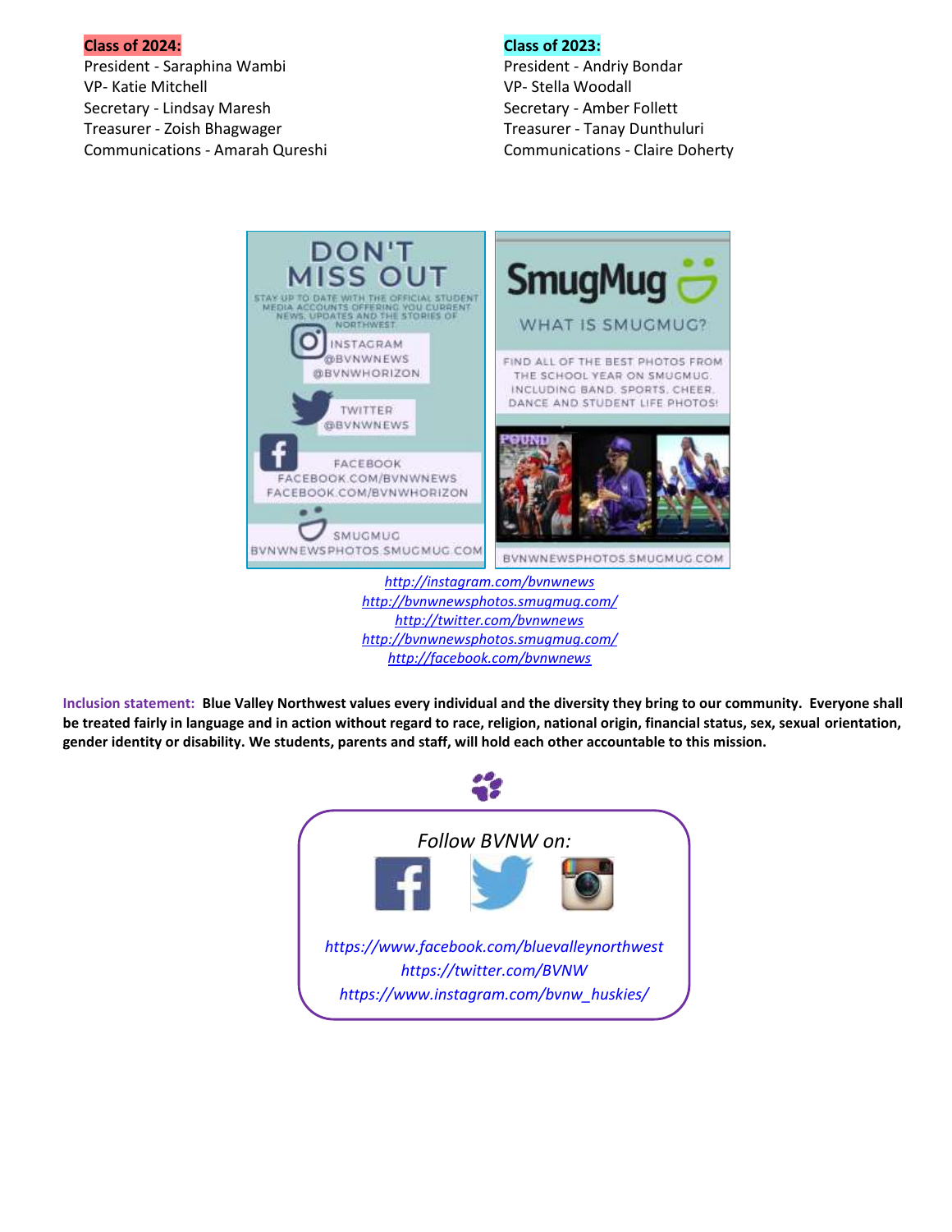**Class of 2024:**
President - Saraphina Wambi
VP- Katie Mitchell
Secretary - Lindsay Maresh
Treasurer - Zoish Bhagwager
Communications - Amarah Qureshi

**Class of 2023:**
President - Andriy Bondar
VP- Stella Woodall
Secretary - Amber Follett
Treasurer - Tanay Dunthuluri
Communications - Claire Doherty

DON'T MISS OUT

STAY UP TO DATE WITH THE OFFICIAL STUDENT MEDIA ACCOUNTS OFFERING YOU CURRENT NEWS, UPDATES AND THE STORIES OF NORTHWEST.

INSTAGRAM
@BVNWNEWS
@BVNWHORIZON

TWITTER
@BVNWNEWS

FACEBOOK
FACEBOOK.COM/BVNWNEWS
FACEBOOK.COM/BVNWHORIZON

SMUGMUG
BVNWNEWSPHOTOS.SMUGMUG.COM

SmugMug

WHAT IS SMUGMUG?

FIND ALL OF THE BEST PHOTOS FROM THE SCHOOL YEAR ON SMUGMUG, INCLUDING BAND, SPORTS, CHEER, DANCE AND STUDENT LIFE PHOTOS!

BVNWNEWSPHOTOS.SMUGMUG.COM

http://instagram.com/bvnwnews
http://bvnwnewsphotos.smugmug.com/
http://twitter.com/bvnwnews
http://bvnwnewsphotos.smugmug.com/
http://facebook.com/bvnwnews

**Inclusion statement:** **Blue Valley Northwest values every individual and the diversity they bring to our community. Everyone shall be treated fairly in language and in action without regard to race, religion, national origin, financial status, sex, sexual orientation, gender identity or disability. We students, parents and staff, will hold each other accountable to this mission.**

*Follow BVNW on:*

*https://www.facebook.com/bluevalleynorthwest*
*https://twitter.com/BVNW*
*https://www.instagram.com/bvnw_huskies/*